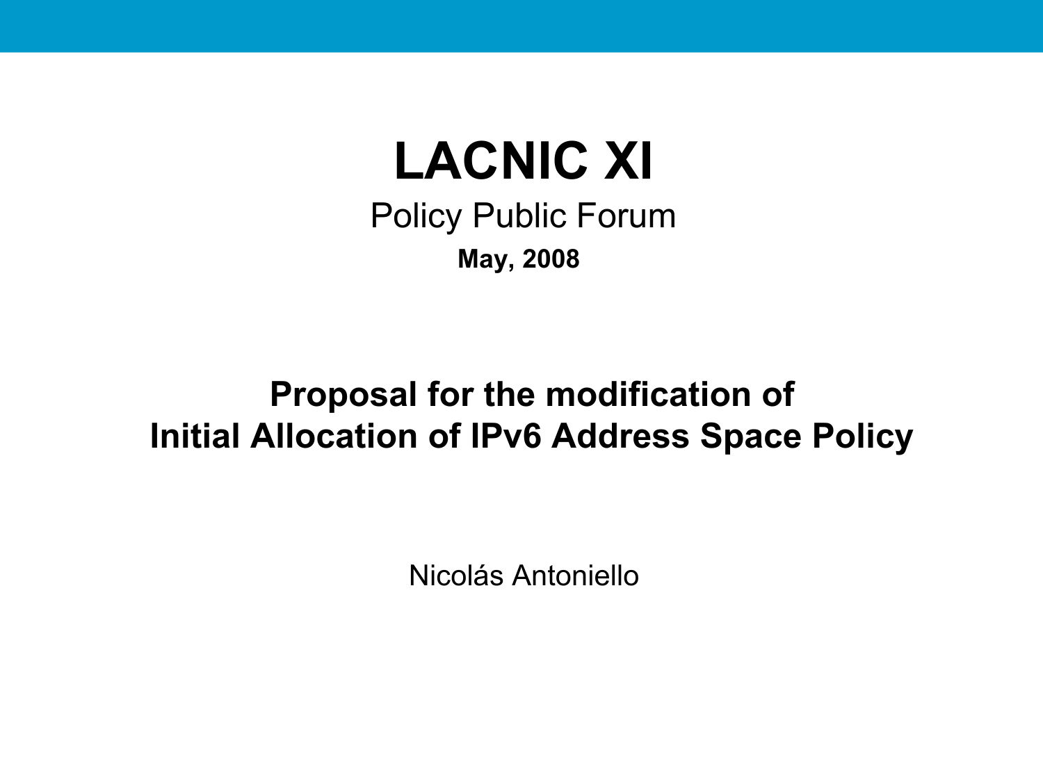# LACNIC XI

Policy Public Forum

**May, 2008**

## Proposal for the modification of Initial Allocation of IPv6 Address Space Policy

Nicolás Antoniello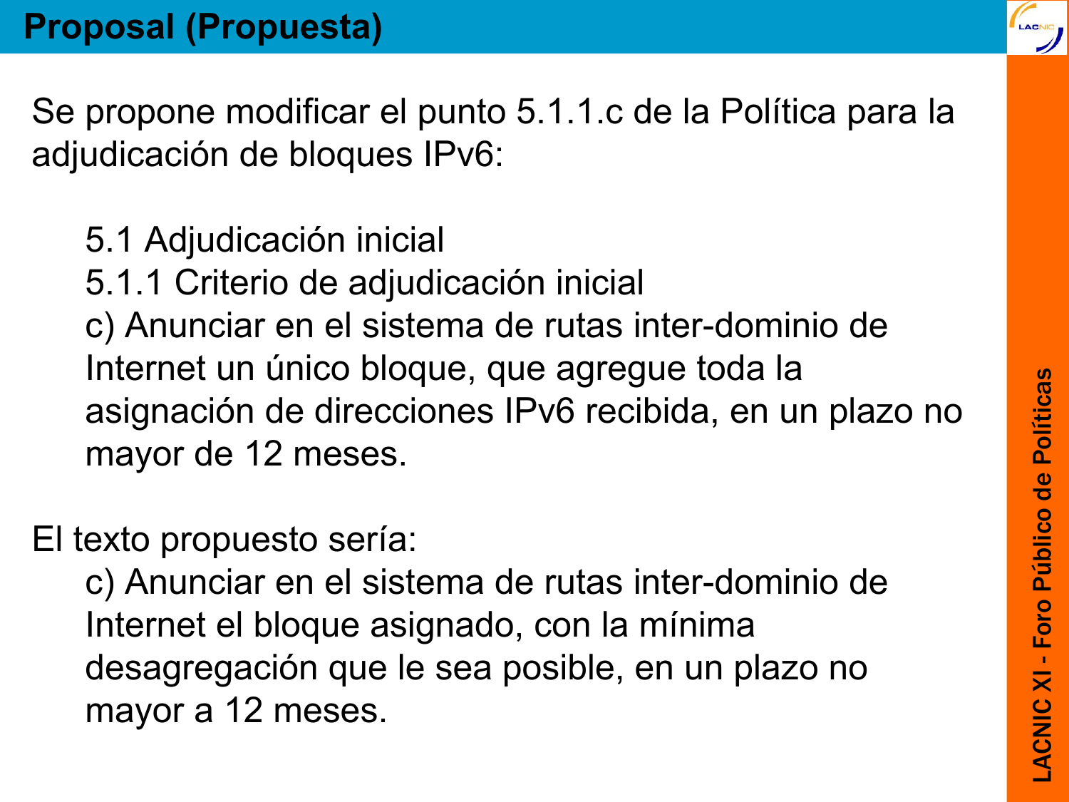# Proposal (Propuesta)

Se propone modificar el punto 5.1.1.c de la Política para la adjudicación de bloques IPv6:

> 5.1 Adjudicación inicial
> 5.1.1 Criterio de adjudicación inicial
> c) Anunciar en el sistema de rutas inter-dominio de Internet un único bloque, que agregue toda la asignación de direcciones IPv6 recibida, en un plazo no mayor de 12 meses.

El texto propuesto sería:

> c) Anunciar en el sistema de rutas inter-dominio de Internet el bloque asignado, con la mínima desagregación que le sea posible, en un plazo no mayor a 12 meses.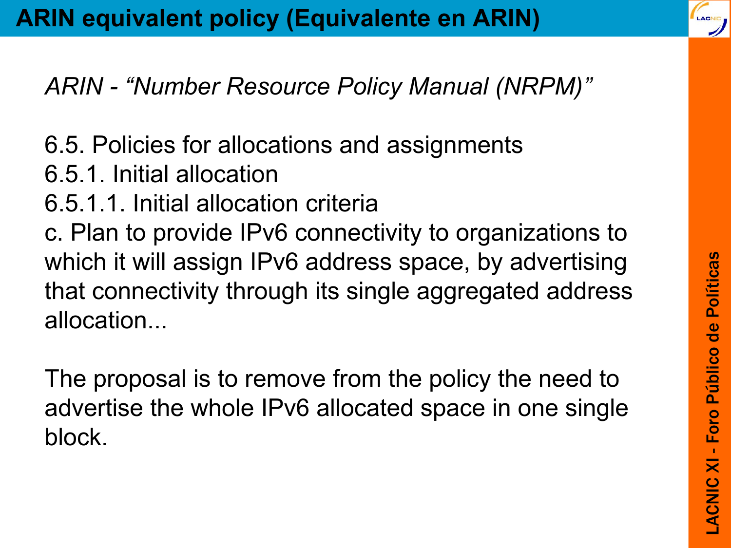# ARIN equivalent policy (Equivalente en ARIN)

*ARIN - "Number Resource Policy Manual (NRPM)"*

6.5. Policies for allocations and assignments
6.5.1. Initial allocation
6.5.1.1. Initial allocation criteria
c. Plan to provide IPv6 connectivity to organizations to which it will assign IPv6 address space, by advertising that connectivity through its single aggregated address allocation...

The proposal is to remove from the policy the need to advertise the whole IPv6 allocated space in one single block.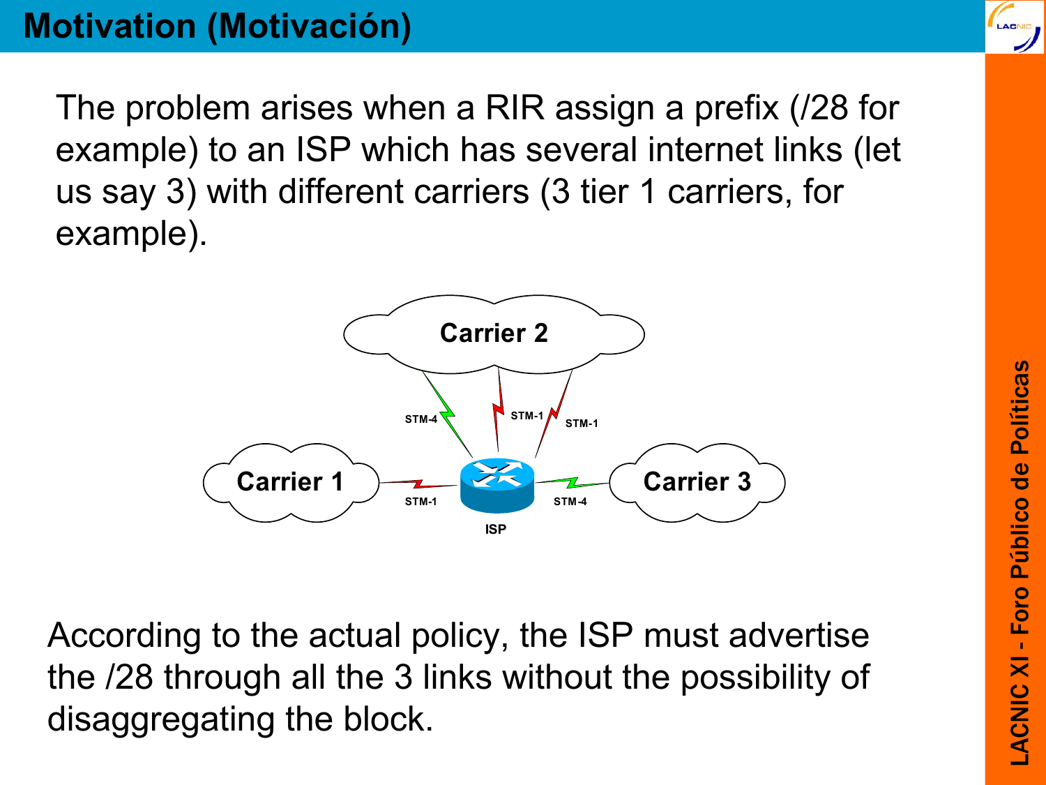# Motivation (Motivación)

The problem arises when a RIR assign a prefix (/28 for example) to an ISP which has several internet links (let us say 3) with different carriers (3 tier 1 carriers, for example).

Carrier 2

STM-4 STM-1 STM-1

Carrier 1 STM-1 ISP STM-4 Carrier 3

According to the actual policy, the ISP must advertise the /28 through all the 3 links without the possibility of disaggregating the block.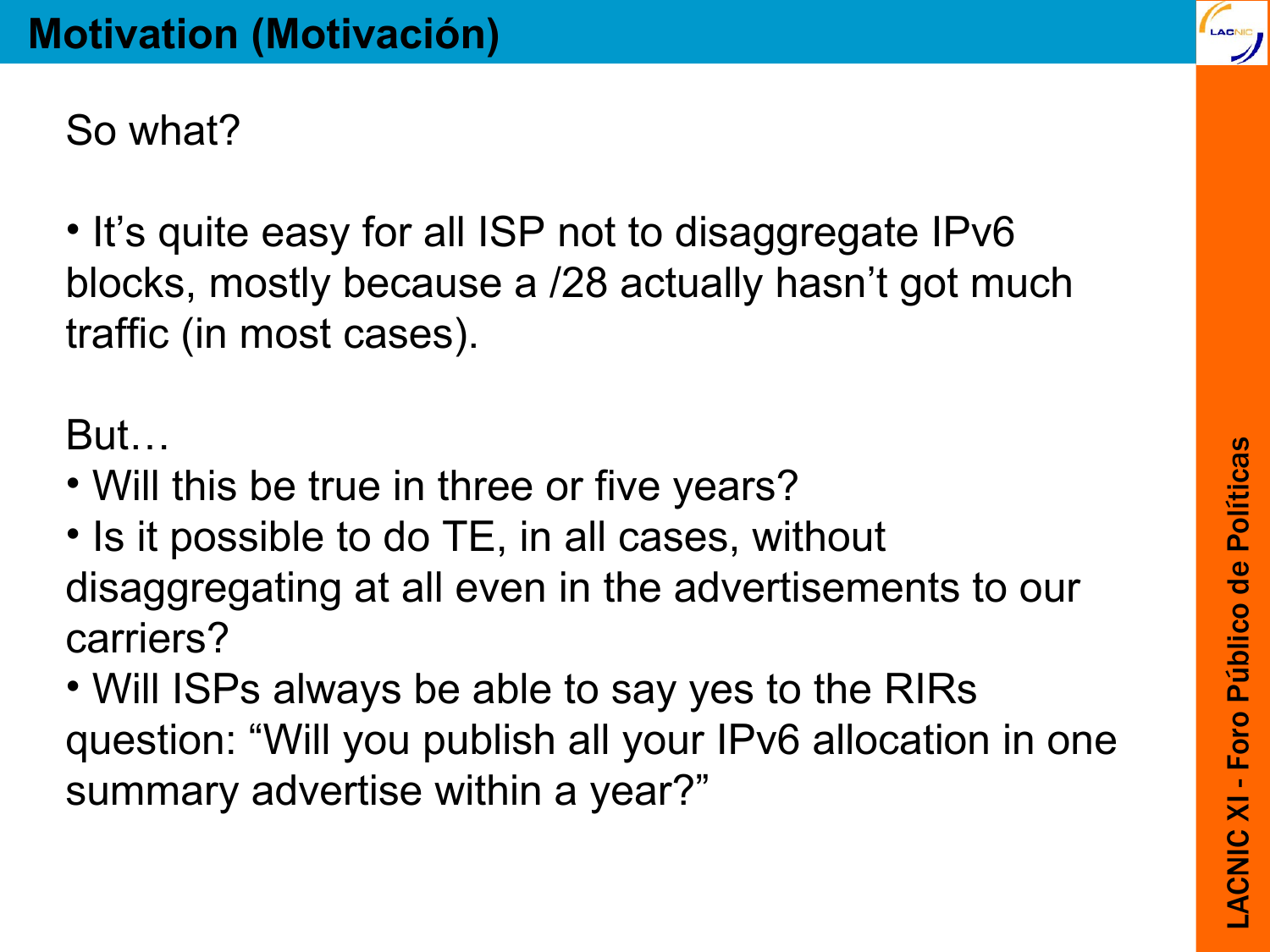# Motivation (Motivación)

So what?

- It’s quite easy for all ISP not to disaggregate IPv6 blocks, mostly because a /28 actually hasn’t got much traffic (in most cases).

But…

- Will this be true in three or five years?
- Is it possible to do TE, in all cases, without disaggregating at all even in the advertisements to our carriers?
- Will ISPs always be able to say yes to the RIRs question: “Will you publish all your IPv6 allocation in one summary advertise within a year?”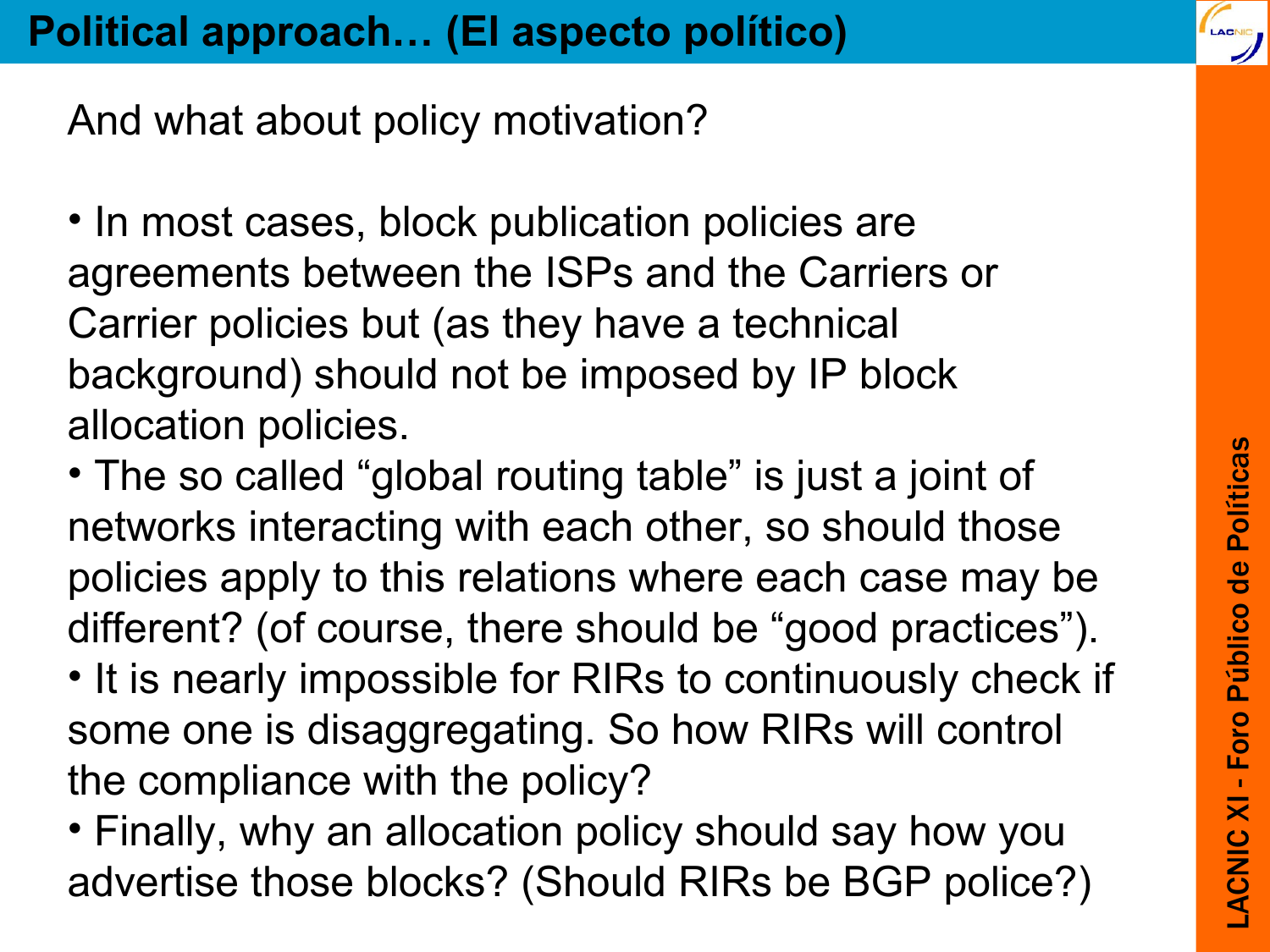# Political approach… (El aspecto político)

And what about policy motivation?

- In most cases, block publication policies are agreements between the ISPs and the Carriers or Carrier policies but (as they have a technical background) should not be imposed by IP block allocation policies.
- The so called “global routing table” is just a joint of networks interacting with each other, so should those policies apply to this relations where each case may be different? (of course, there should be “good practices”).
- It is nearly impossible for RIRs to continuously check if some one is disaggregating. So how RIRs will control the compliance with the policy?
- Finally, why an allocation policy should say how you advertise those blocks? (Should RIRs be BGP police?)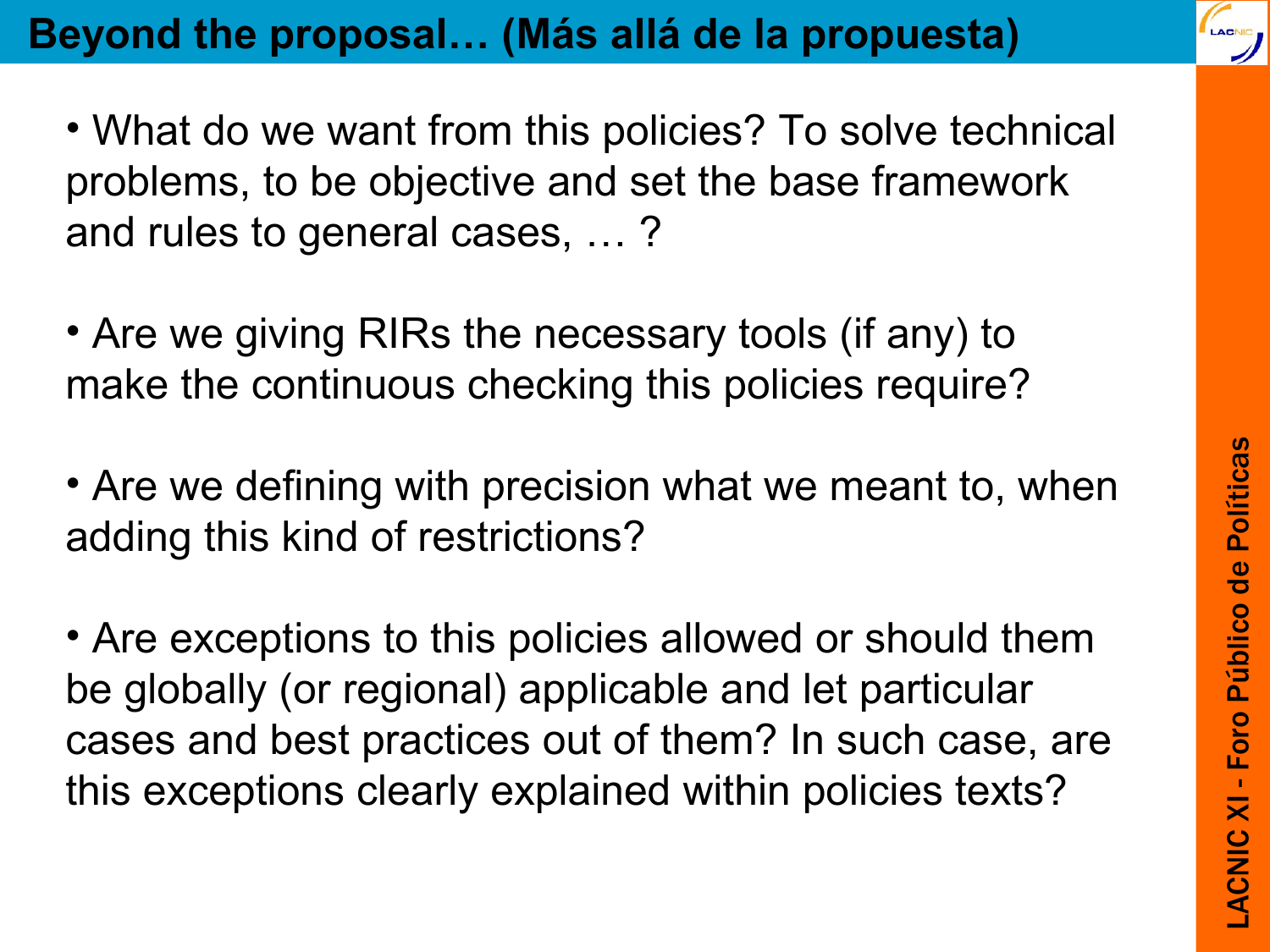# Beyond the proposal… (Más allá de la propuesta)

- What do we want from this policies? To solve technical problems, to be objective and set the base framework and rules to general cases, … ?

- Are we giving RIRs the necessary tools (if any) to make the continuous checking this policies require?

- Are we defining with precision what we meant to, when adding this kind of restrictions?

- Are exceptions to this policies allowed or should them be globally (or regional) applicable and let particular cases and best practices out of them? In such case, are this exceptions clearly explained within policies texts?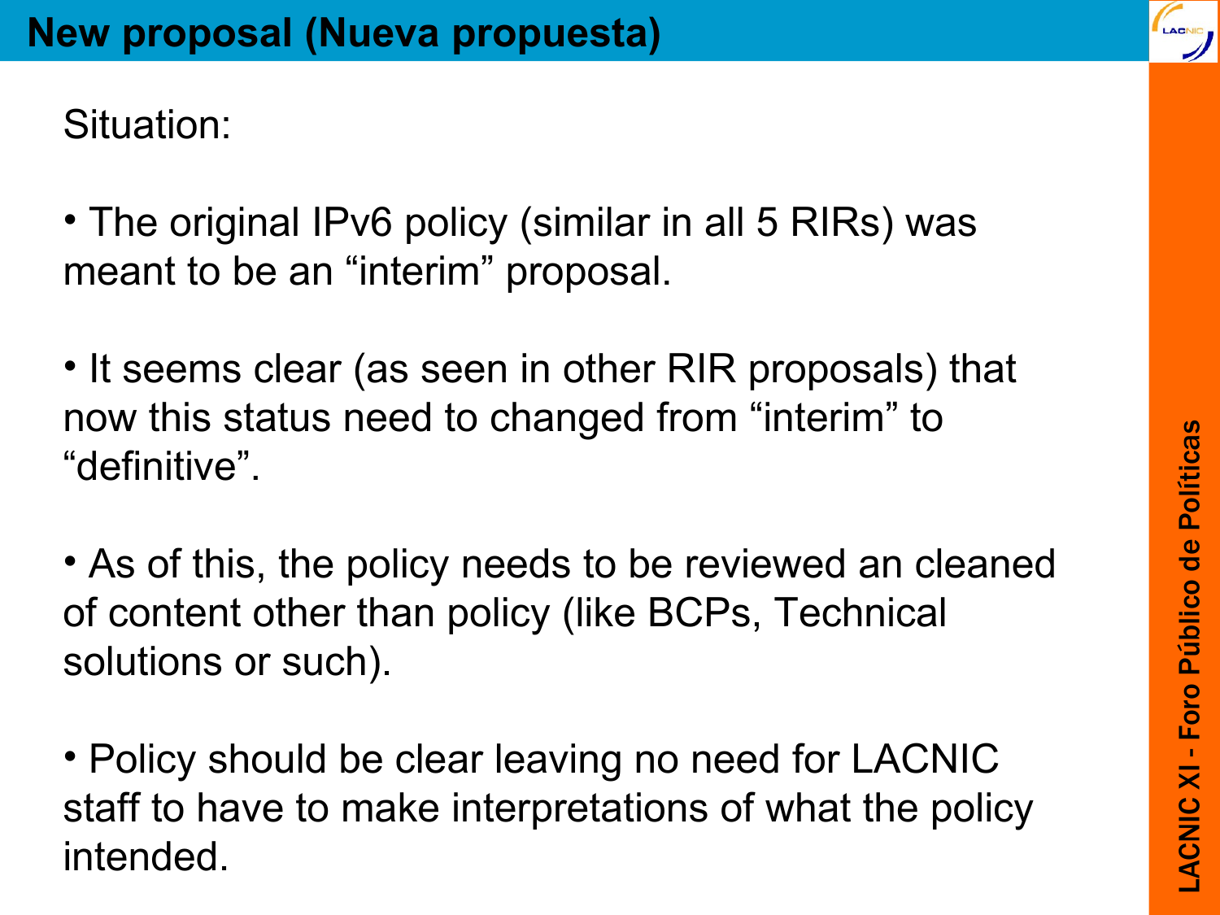# New proposal (Nueva propuesta)

Situation:

- The original IPv6 policy (similar in all 5 RIRs) was meant to be an "interim" proposal.

- It seems clear (as seen in other RIR proposals) that now this status need to changed from "interim" to "definitive".

- As of this, the policy needs to be reviewed an cleaned of content other than policy (like BCPs, Technical solutions or such).

- Policy should be clear leaving no need for LACNIC staff to have to make interpretations of what the policy intended.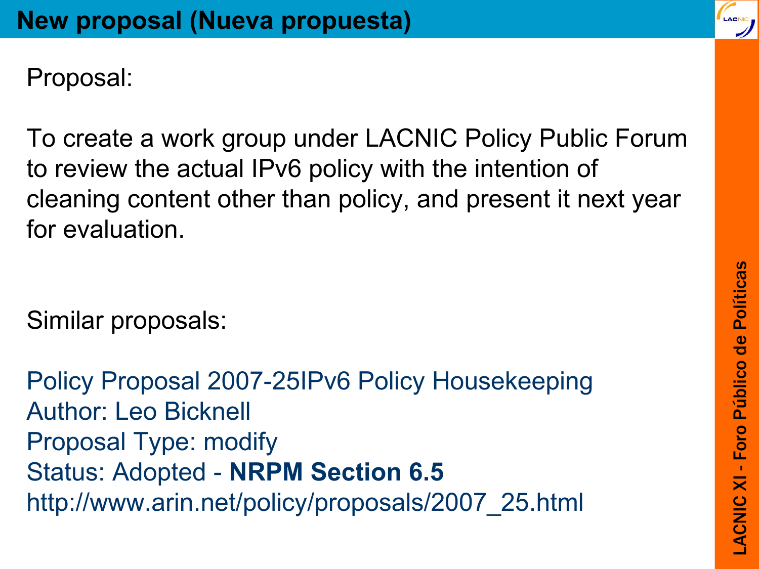# New proposal (Nueva propuesta)

Proposal:

To create a work group under LACNIC Policy Public Forum to review the actual IPv6 policy with the intention of cleaning content other than policy, and present it next year for evaluation.

Similar proposals:

Policy Proposal 2007-25IPv6 Policy Housekeeping
Author: Leo Bicknell
Proposal Type: modify
Status: Adopted - **NRPM Section 6.5**
http://www.arin.net/policy/proposals/2007_25.html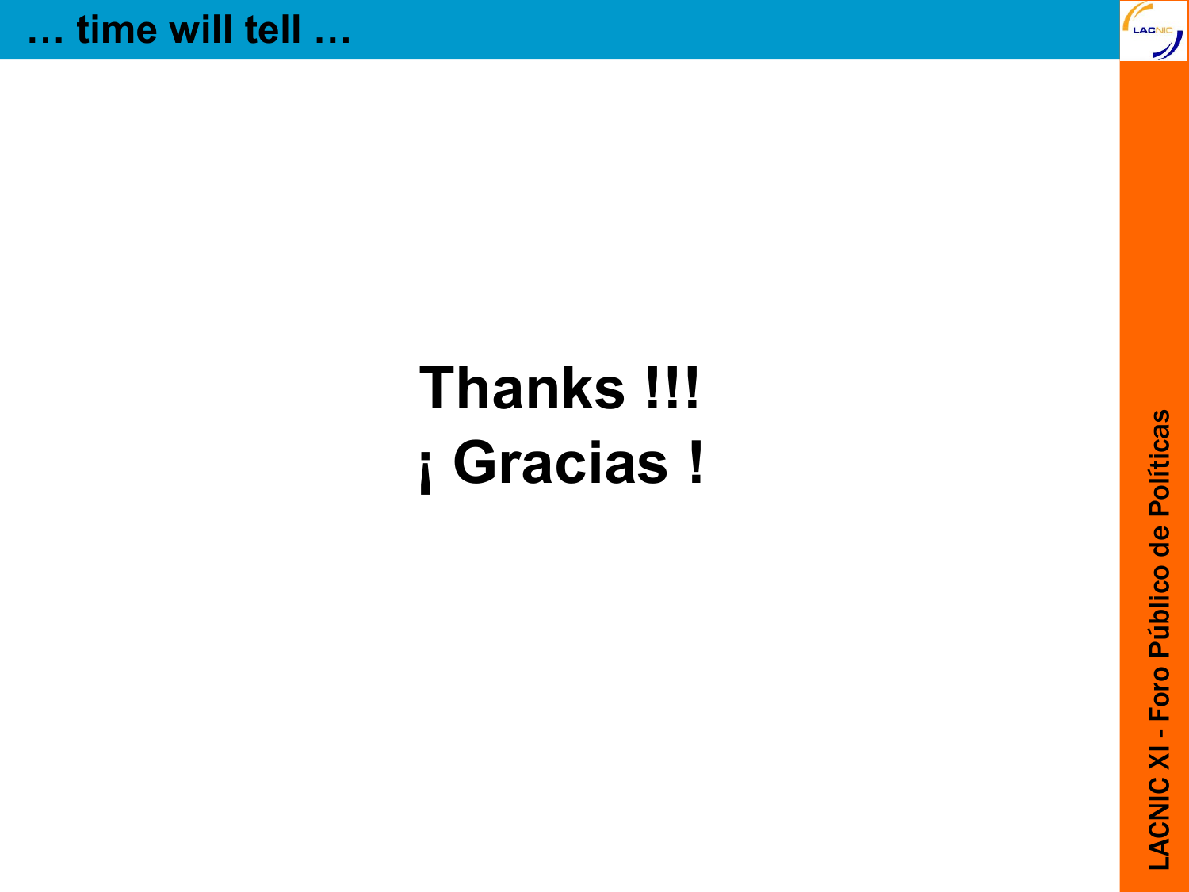# … time will tell …

**Thanks !!!**
**¡ Gracias !**